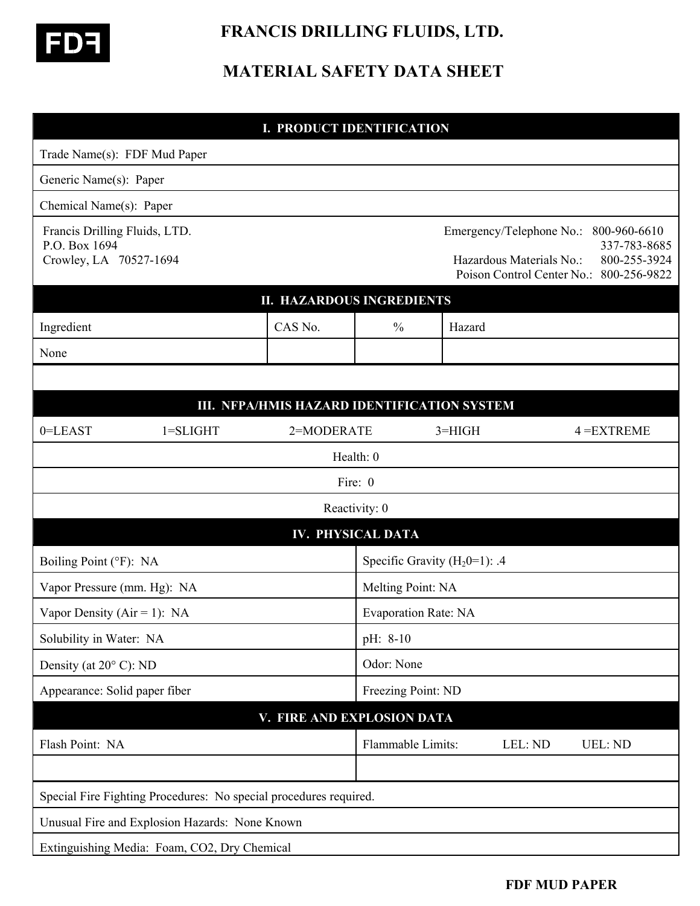FDF

# FRANCIS DRILLING FLUIDS, LTD.

# MATERIAL SAFETY DATA SHEET

## I. PRODUCT IDENTIFICATION

Trade Name(s): FDF Mud Paper

Generic Name(s): Paper

Chemical Name(s): Paper

Francis Drilling Fluids, LTD.
P.O. Box 1694
Crowley, LA 70527-1694

Emergency/Telephone No.: 800-960-6610
337-783-8685
Hazardous Materials No.: 800-255-3924
Poison Control Center No.: 800-256-9822

## II. HAZARDOUS INGREDIENTS

| Ingredient | CAS No. | % | Hazard |
|---|---|---|---|
| None | | | |

## III. NFPA/HMIS HAZARD IDENTIFICATION SYSTEM

0=LEAST 1=SLIGHT 2=MODERATE 3=HIGH 4 =EXTREME

Health: 0

Fire: 0

Reactivity: 0

## IV. PHYSICAL DATA

| | |
|---|---|
| Boiling Point (°F): NA | Specific Gravity ($H_20$=1): .4 |
| Vapor Pressure (mm. Hg): NA | Melting Point: NA |
| Vapor Density (Air = 1): NA | Evaporation Rate: NA |
| Solubility in Water: NA | pH: 8-10 |
| Density (at 20° C): ND | Odor: None |
| Appearance: Solid paper fiber | Freezing Point: ND |

## V. FIRE AND EXPLOSION DATA

| | |
|---|---|
| Flash Point: NA | Flammable Limits: LEL: ND UEL: ND |

Special Fire Fighting Procedures: No special procedures required.

Unusual Fire and Explosion Hazards: None Known

Extinguishing Media: Foam, CO2, Dry Chemical

FDF MUD PAPER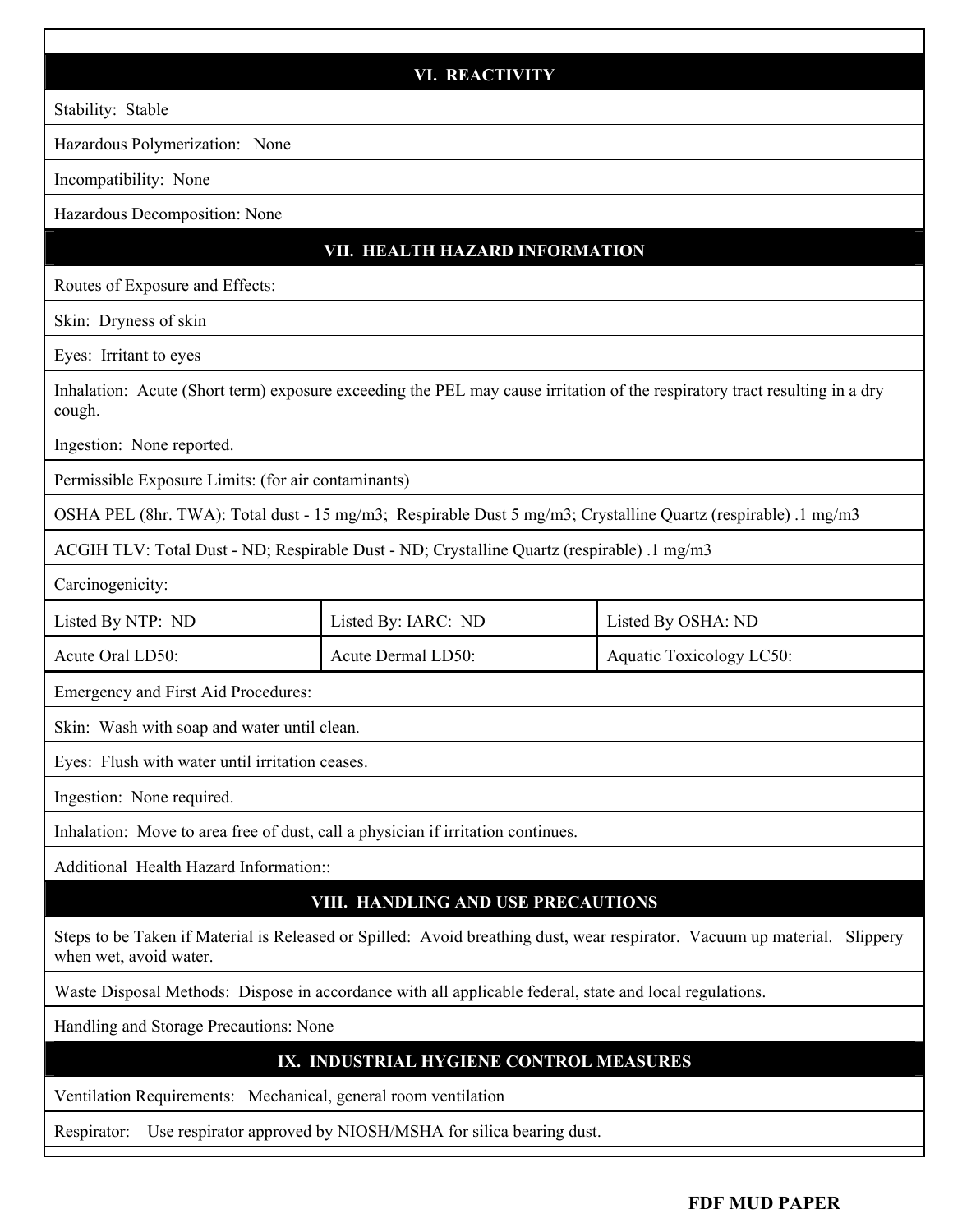## VI. REACTIVITY

Stability: Stable

Hazardous Polymerization: None

Incompatibility: None

Hazardous Decomposition: None

## VII. HEALTH HAZARD INFORMATION

Routes of Exposure and Effects:

Skin: Dryness of skin

Eyes: Irritant to eyes

Inhalation: Acute (Short term) exposure exceeding the PEL may cause irritation of the respiratory tract resulting in a dry cough.

Ingestion: None reported.

Permissible Exposure Limits: (for air contaminants)

OSHA PEL (8hr. TWA): Total dust - 15 mg/m3; Respirable Dust 5 mg/m3; Crystalline Quartz (respirable) .1 mg/m3

ACGIH TLV: Total Dust - ND; Respirable Dust - ND; Crystalline Quartz (respirable) .1 mg/m3

Carcinogenicity:

| | | |
|---|---|---|
| Listed By NTP: ND | Listed By: IARC: ND | Listed By OSHA: ND |
| Acute Oral LD50: | Acute Dermal LD50: | Aquatic Toxicology LC50: |

Emergency and First Aid Procedures:

Skin: Wash with soap and water until clean.

Eyes: Flush with water until irritation ceases.

Ingestion: None required.

Inhalation: Move to area free of dust, call a physician if irritation continues.

Additional Health Hazard Information::

## VIII. HANDLING AND USE PRECAUTIONS

Steps to be Taken if Material is Released or Spilled: Avoid breathing dust, wear respirator. Vacuum up material. Slippery when wet, avoid water.

Waste Disposal Methods: Dispose in accordance with all applicable federal, state and local regulations.

Handling and Storage Precautions: None

## IX. INDUSTRIAL HYGIENE CONTROL MEASURES

Ventilation Requirements: Mechanical, general room ventilation

Respirator: Use respirator approved by NIOSH/MSHA for silica bearing dust.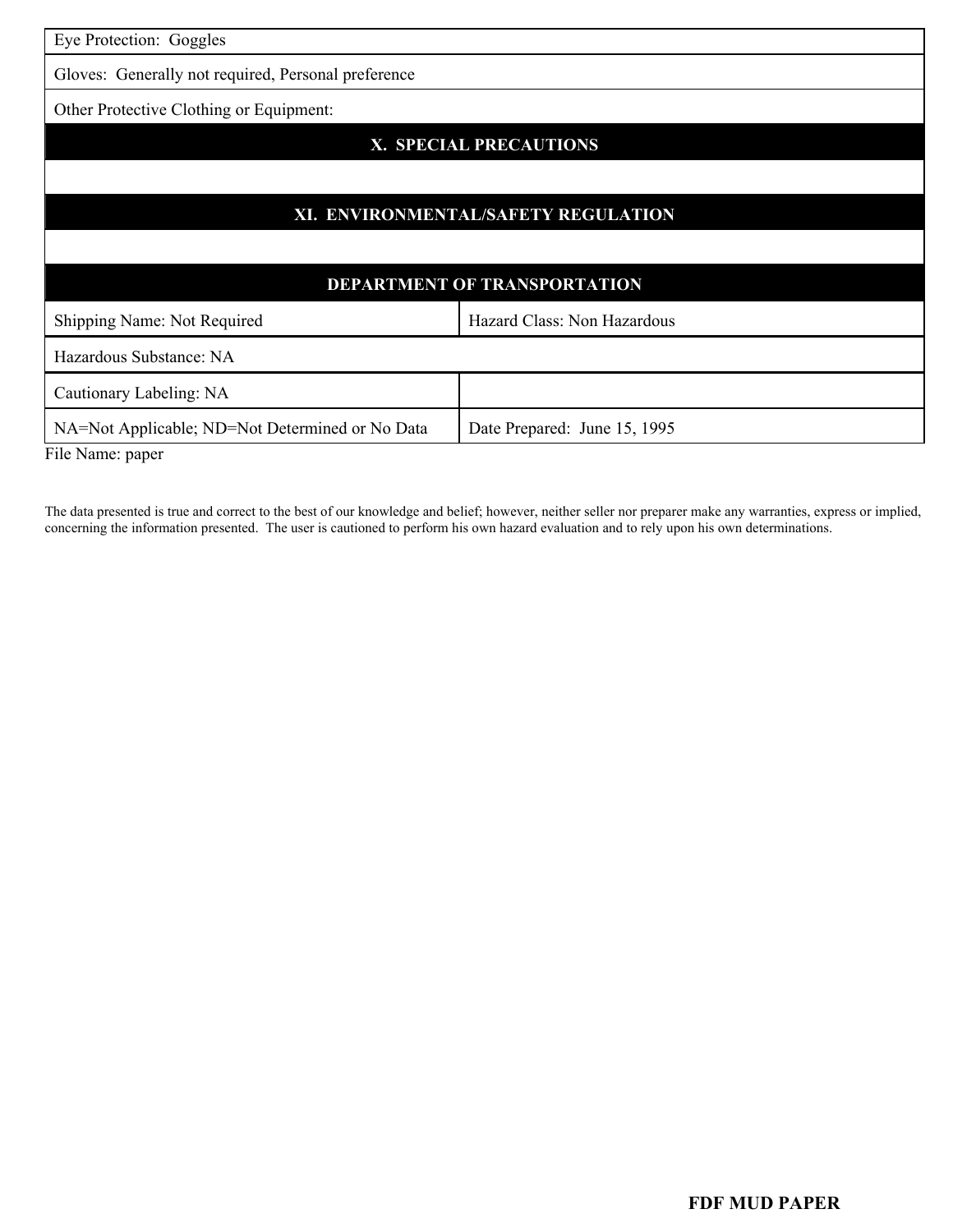| | |
|---|---|
| Eye Protection: Goggles | |
| Gloves: Generally not required, Personal preference | |
| Other Protective Clothing or Equipment: | |

## X. SPECIAL PRECAUTIONS

## XI. ENVIRONMENTAL/SAFETY REGULATION

## DEPARTMENT OF TRANSPORTATION

| | |
|---|---|
| Shipping Name: Not Required | Hazard Class: Non Hazardous |
| Hazardous Substance: NA | |
| Cautionary Labeling: NA | |
| NA=Not Applicable; ND=Not Determined or No Data | Date Prepared: June 15, 1995 |

File Name: paper

The data presented is true and correct to the best of our knowledge and belief; however, neither seller nor preparer make any warranties, express or implied, concerning the information presented. The user is cautioned to perform his own hazard evaluation and to rely upon his own determinations.

**FDF MUD PAPER**